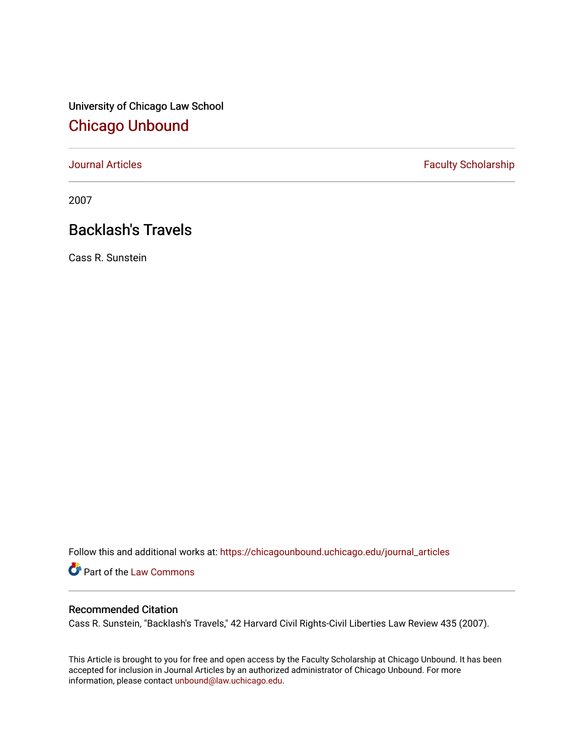University of Chicago Law School

## Chicago Unbound

Journal Articles | Faculty Scholarship

2007

# Backlash's Travels

Cass R. Sunstein

Follow this and additional works at: https://chicagounbound.uchicago.edu/journal_articles

Part of the Law Commons

### Recommended Citation

Cass R. Sunstein, "Backlash's Travels," 42 Harvard Civil Rights-Civil Liberties Law Review 435 (2007).

This Article is brought to you for free and open access by the Faculty Scholarship at Chicago Unbound. It has been accepted for inclusion in Journal Articles by an authorized administrator of Chicago Unbound. For more information, please contact unbound@law.uchicago.edu.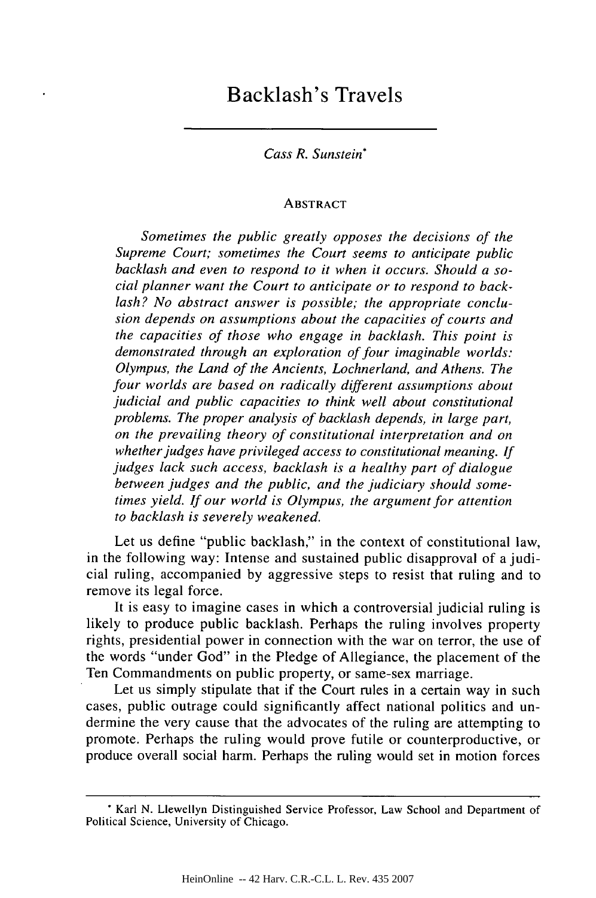# Backlash's Travels

*Cass R. Sunstein*[*]

## Abstract

*Sometimes the public greatly opposes the decisions of the Supreme Court; sometimes the Court seems to anticipate public backlash and even to respond to it when it occurs. Should a social planner want the Court to anticipate or to respond to backlash? No abstract answer is possible; the appropriate conclusion depends on assumptions about the capacities of courts and the capacities of those who engage in backlash. This point is demonstrated through an exploration of four imaginable worlds: Olympus, the Land of the Ancients, Lochnerland, and Athens. The four worlds are based on radically different assumptions about judicial and public capacities to think well about constitutional problems. The proper analysis of backlash depends, in large part, on the prevailing theory of constitutional interpretation and on whether judges have privileged access to constitutional meaning. If judges lack such access, backlash is a healthy part of dialogue between judges and the public, and the judiciary should sometimes yield. If our world is Olympus, the argument for attention to backlash is severely weakened.*

Let us define "public backlash," in the context of constitutional law, in the following way: Intense and sustained public disapproval of a judicial ruling, accompanied by aggressive steps to resist that ruling and to remove its legal force.

It is easy to imagine cases in which a controversial judicial ruling is likely to produce public backlash. Perhaps the ruling involves property rights, presidential power in connection with the war on terror, the use of the words "under God" in the Pledge of Allegiance, the placement of the Ten Commandments on public property, or same-sex marriage.

Let us simply stipulate that if the Court rules in a certain way in such cases, public outrage could significantly affect national politics and undermine the very cause that the advocates of the ruling are attempting to promote. Perhaps the ruling would prove futile or counterproductive, or produce overall social harm. Perhaps the ruling would set in motion forces

---

[*] Karl N. Llewellyn Distinguished Service Professor, Law School and Department of Political Science, University of Chicago.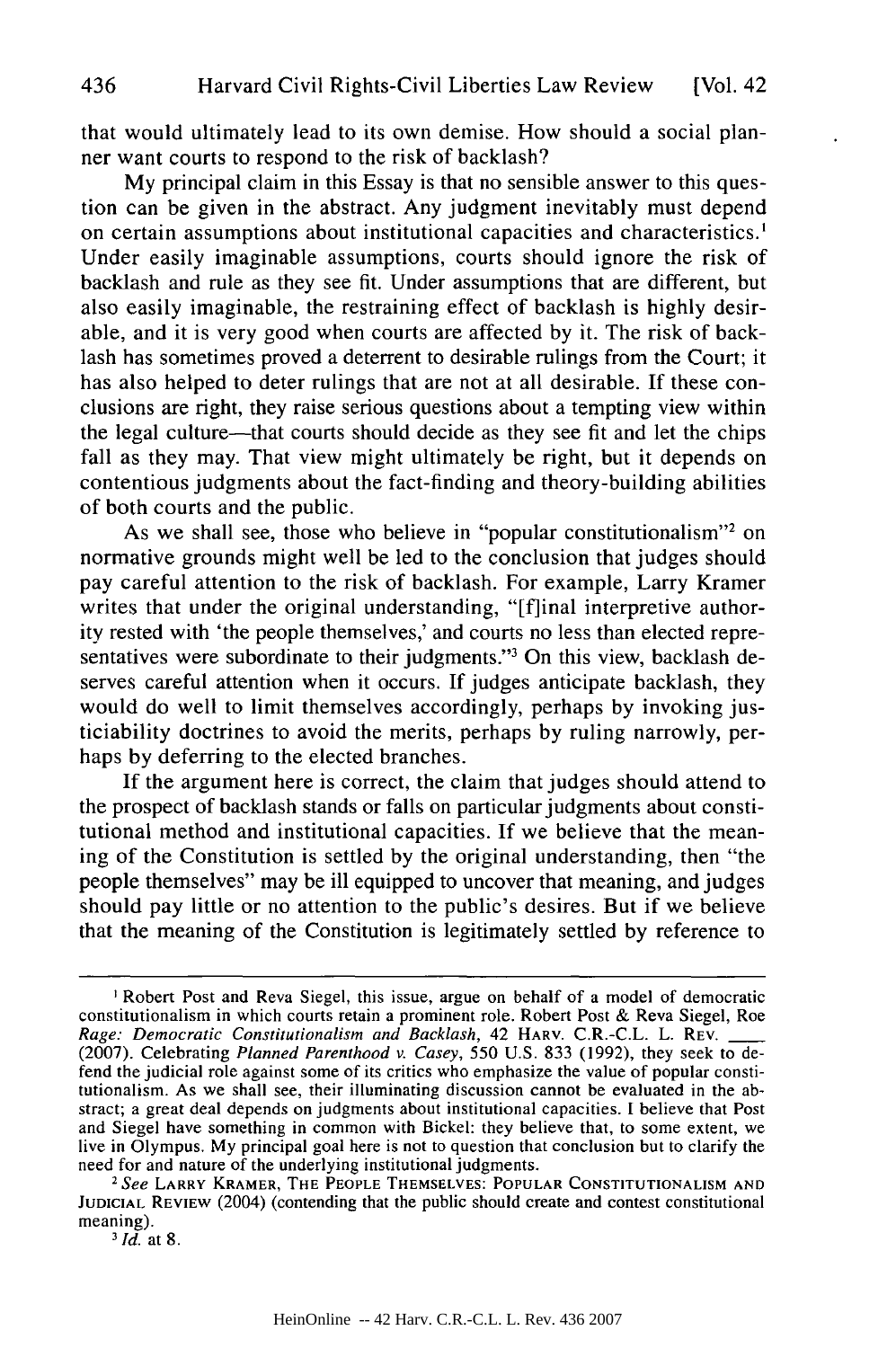that would ultimately lead to its own demise. How should a social planner want courts to respond to the risk of backlash?

My principal claim in this Essay is that no sensible answer to this question can be given in the abstract. Any judgment inevitably must depend on certain assumptions about institutional capacities and characteristics.[1] Under easily imaginable assumptions, courts should ignore the risk of backlash and rule as they see fit. Under assumptions that are different, but also easily imaginable, the restraining effect of backlash is highly desirable, and it is very good when courts are affected by it. The risk of backlash has sometimes proved a deterrent to desirable rulings from the Court; it has also helped to deter rulings that are not at all desirable. If these conclusions are right, they raise serious questions about a tempting view within the legal culture—that courts should decide as they see fit and let the chips fall as they may. That view might ultimately be right, but it depends on contentious judgments about the fact-finding and theory-building abilities of both courts and the public.

As we shall see, those who believe in "popular constitutionalism"[2] on normative grounds might well be led to the conclusion that judges should pay careful attention to the risk of backlash. For example, Larry Kramer writes that under the original understanding, "[f]inal interpretive authority rested with 'the people themselves,' and courts no less than elected representatives were subordinate to their judgments."[3] On this view, backlash deserves careful attention when it occurs. If judges anticipate backlash, they would do well to limit themselves accordingly, perhaps by invoking justiciability doctrines to avoid the merits, perhaps by ruling narrowly, perhaps by deferring to the elected branches.

If the argument here is correct, the claim that judges should attend to the prospect of backlash stands or falls on particular judgments about constitutional method and institutional capacities. If we believe that the meaning of the Constitution is settled by the original understanding, then "the people themselves" may be ill equipped to uncover that meaning, and judges should pay little or no attention to the public's desires. But if we believe that the meaning of the Constitution is legitimately settled by reference to

---

[1] Robert Post and Reva Siegel, this issue, argue on behalf of a model of democratic constitutionalism in which courts retain a prominent role. Robert Post & Reva Siegel, Roe *Rage: Democratic Constitutionalism and Backlash*, 42 HARV. C.R.-C.L. L. REV. ___ (2007). Celebrating *Planned Parenthood v. Casey*, 550 U.S. 833 (1992), they seek to defend the judicial role against some of its critics who emphasize the value of popular constitutionalism. As we shall see, their illuminating discussion cannot be evaluated in the abstract; a great deal depends on judgments about institutional capacities. I believe that Post and Siegel have something in common with Bickel: they believe that, to some extent, we live in Olympus. My principal goal here is not to question that conclusion but to clarify the need for and nature of the underlying institutional judgments.

[2] *See* LARRY KRAMER, THE PEOPLE THEMSELVES: POPULAR CONSTITUTIONALISM AND JUDICIAL REVIEW (2004) (contending that the public should create and contest constitutional meaning).

[3] *Id.* at 8.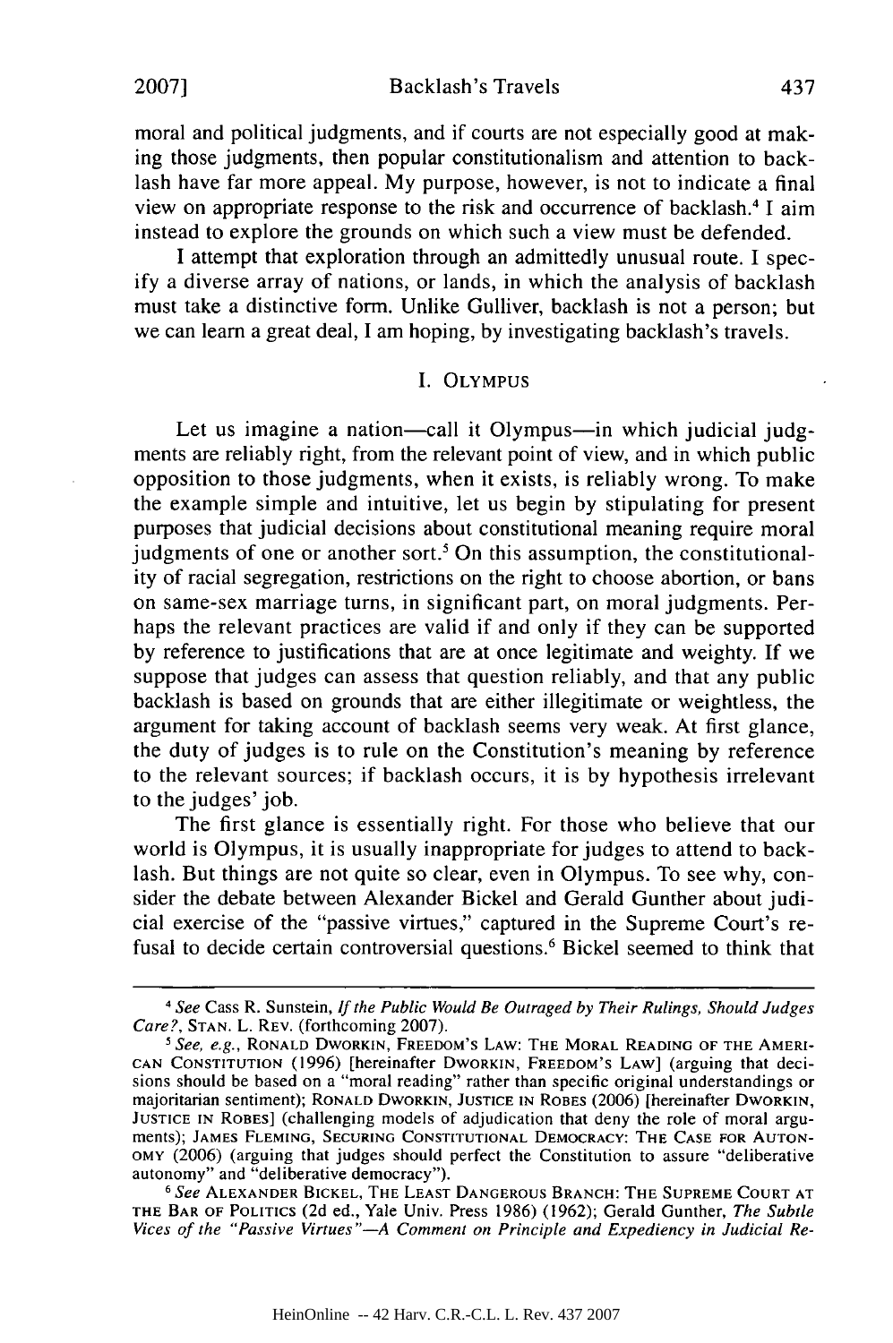moral and political judgments, and if courts are not especially good at making those judgments, then popular constitutionalism and attention to backlash have far more appeal. My purpose, however, is not to indicate a final view on appropriate response to the risk and occurrence of backlash.[4] I aim instead to explore the grounds on which such a view must be defended.

I attempt that exploration through an admittedly unusual route. I specify a diverse array of nations, or lands, in which the analysis of backlash must take a distinctive form. Unlike Gulliver, backlash is not a person; but we can learn a great deal, I am hoping, by investigating backlash's travels.

## I. OLYMPUS

Let us imagine a nation—call it Olympus—in which judicial judgments are reliably right, from the relevant point of view, and in which public opposition to those judgments, when it exists, is reliably wrong. To make the example simple and intuitive, let us begin by stipulating for present purposes that judicial decisions about constitutional meaning require moral judgments of one or another sort.[5] On this assumption, the constitutionality of racial segregation, restrictions on the right to choose abortion, or bans on same-sex marriage turns, in significant part, on moral judgments. Perhaps the relevant practices are valid if and only if they can be supported by reference to justifications that are at once legitimate and weighty. If we suppose that judges can assess that question reliably, and that any public backlash is based on grounds that are either illegitimate or weightless, the argument for taking account of backlash seems very weak. At first glance, the duty of judges is to rule on the Constitution's meaning by reference to the relevant sources; if backlash occurs, it is by hypothesis irrelevant to the judges' job.

The first glance is essentially right. For those who believe that our world is Olympus, it is usually inappropriate for judges to attend to backlash. But things are not quite so clear, even in Olympus. To see why, consider the debate between Alexander Bickel and Gerald Gunther about judicial exercise of the "passive virtues," captured in the Supreme Court's refusal to decide certain controversial questions.[6] Bickel seemed to think that

---

[4] *See* Cass R. Sunstein, *If the Public Would Be Outraged by Their Rulings, Should Judges Care?*, STAN. L. REV. (forthcoming 2007).

[5] *See, e.g.*, RONALD DWORKIN, FREEDOM'S LAW: THE MORAL READING OF THE AMERICAN CONSTITUTION (1996) [hereinafter DWORKIN, FREEDOM'S LAW] (arguing that decisions should be based on a "moral reading" rather than specific original understandings or majoritarian sentiment); RONALD DWORKIN, JUSTICE IN ROBES (2006) [hereinafter DWORKIN, JUSTICE IN ROBES] (challenging models of adjudication that deny the role of moral arguments); JAMES FLEMING, SECURING CONSTITUTIONAL DEMOCRACY: THE CASE FOR AUTONOMY (2006) (arguing that judges should perfect the Constitution to assure "deliberative autonomy" and "deliberative democracy").

[6] *See* ALEXANDER BICKEL, THE LEAST DANGEROUS BRANCH: THE SUPREME COURT AT THE BAR OF POLITICS (2d ed., Yale Univ. Press 1986) (1962); Gerald Gunther, *The Subtle Vices of the "Passive Virtues"—A Comment on Principle and Expediency in Judicial Re-*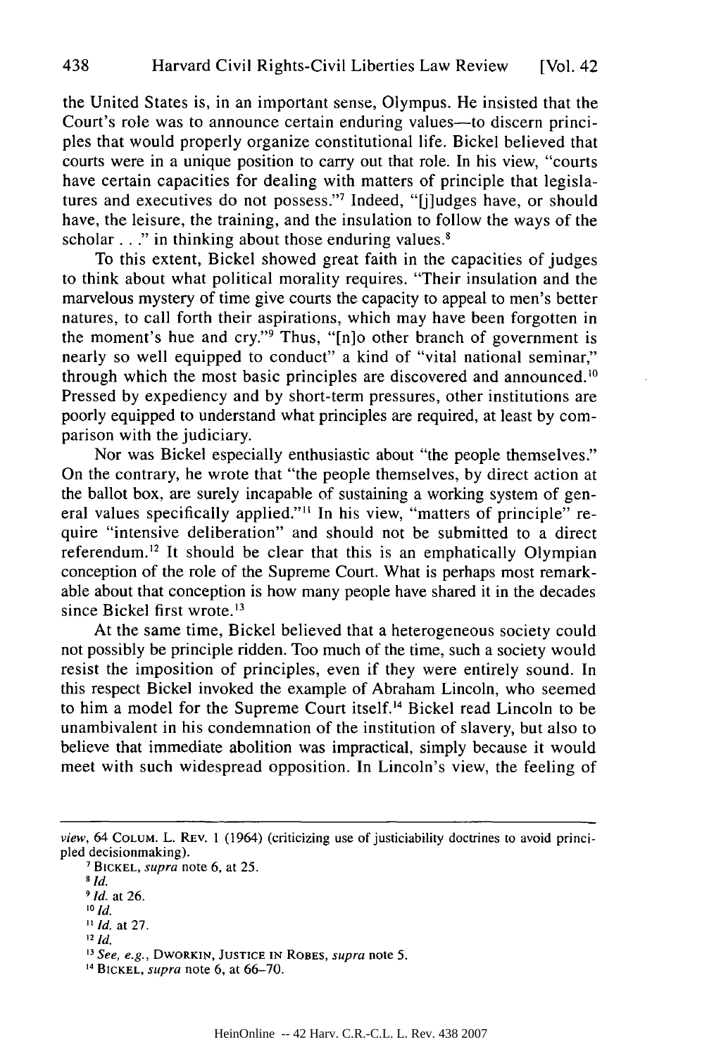the United States is, in an important sense, Olympus. He insisted that the Court's role was to announce certain enduring values—to discern principles that would properly organize constitutional life. Bickel believed that courts were in a unique position to carry out that role. In his view, "courts have certain capacities for dealing with matters of principle that legislatures and executives do not possess."[7] Indeed, "[j]udges have, or should have, the leisure, the training, and the insulation to follow the ways of the scholar . . ." in thinking about those enduring values.[8]

To this extent, Bickel showed great faith in the capacities of judges to think about what political morality requires. "Their insulation and the marvelous mystery of time give courts the capacity to appeal to men's better natures, to call forth their aspirations, which may have been forgotten in the moment's hue and cry."[9] Thus, "[n]o other branch of government is nearly so well equipped to conduct" a kind of "vital national seminar," through which the most basic principles are discovered and announced.[10] Pressed by expediency and by short-term pressures, other institutions are poorly equipped to understand what principles are required, at least by comparison with the judiciary.

Nor was Bickel especially enthusiastic about "the people themselves." On the contrary, he wrote that "the people themselves, by direct action at the ballot box, are surely incapable of sustaining a working system of general values specifically applied."[11] In his view, "matters of principle" require "intensive deliberation" and should not be submitted to a direct referendum.[12] It should be clear that this is an emphatically Olympian conception of the role of the Supreme Court. What is perhaps most remarkable about that conception is how many people have shared it in the decades since Bickel first wrote.[13]

At the same time, Bickel believed that a heterogeneous society could not possibly be principle ridden. Too much of the time, such a society would resist the imposition of principles, even if they were entirely sound. In this respect Bickel invoked the example of Abraham Lincoln, who seemed to him a model for the Supreme Court itself.[14] Bickel read Lincoln to be unambivalent in his condemnation of the institution of slavery, but also to believe that immediate abolition was impractical, simply because it would meet with such widespread opposition. In Lincoln's view, the feeling of

---

*view*, 64 COLUM. L. REV. 1 (1964) (criticizing use of justiciability doctrines to avoid principled decisionmaking).

[7] BICKEL, *supra* note 6, at 25.

[8] *Id.*

[9] *Id.* at 26.

[10] *Id.*

[11] *Id.* at 27.

[12] *Id.*

[13] *See, e.g.*, DWORKIN, JUSTICE IN ROBES, *supra* note 5.

[14] BICKEL, *supra* note 6, at 66–70.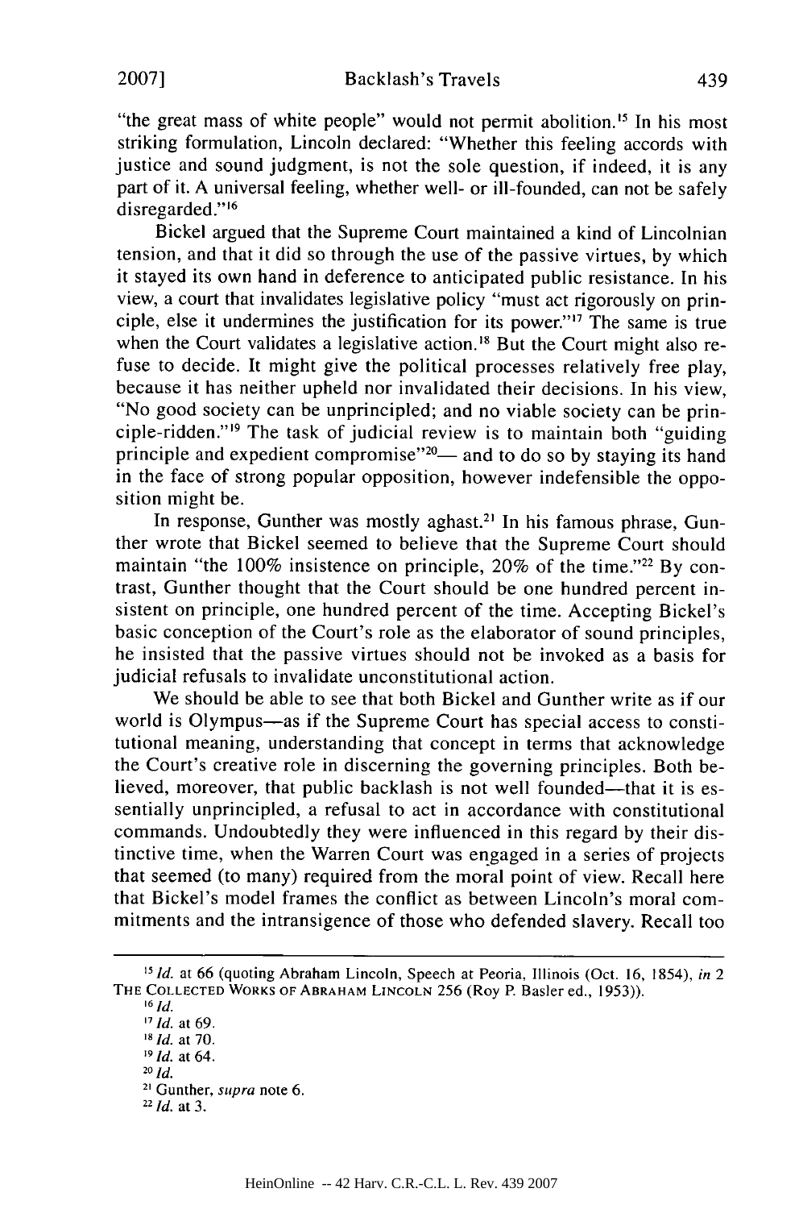"the great mass of white people" would not permit abolition.[15] In his most striking formulation, Lincoln declared: "Whether this feeling accords with justice and sound judgment, is not the sole question, if indeed, it is any part of it. A universal feeling, whether well- or ill-founded, can not be safely disregarded."[16]

Bickel argued that the Supreme Court maintained a kind of Lincolnian tension, and that it did so through the use of the passive virtues, by which it stayed its own hand in deference to anticipated public resistance. In his view, a court that invalidates legislative policy "must act rigorously on principle, else it undermines the justification for its power."[17] The same is true when the Court validates a legislative action.[18] But the Court might also refuse to decide. It might give the political processes relatively free play, because it has neither upheld nor invalidated their decisions. In his view, "No good society can be unprincipled; and no viable society can be principle-ridden."[19] The task of judicial review is to maintain both "guiding principle and expedient compromise"[20]— and to do so by staying its hand in the face of strong popular opposition, however indefensible the opposition might be.

In response, Gunther was mostly aghast.[21] In his famous phrase, Gunther wrote that Bickel seemed to believe that the Supreme Court should maintain "the 100% insistence on principle, 20% of the time."[22] By contrast, Gunther thought that the Court should be one hundred percent insistent on principle, one hundred percent of the time. Accepting Bickel's basic conception of the Court's role as the elaborator of sound principles, he insisted that the passive virtues should not be invoked as a basis for judicial refusals to invalidate unconstitutional action.

We should be able to see that both Bickel and Gunther write as if our world is Olympus—as if the Supreme Court has special access to constitutional meaning, understanding that concept in terms that acknowledge the Court's creative role in discerning the governing principles. Both believed, moreover, that public backlash is not well founded—that it is essentially unprincipled, a refusal to act in accordance with constitutional commands. Undoubtedly they were influenced in this regard by their distinctive time, when the Warren Court was engaged in a series of projects that seemed (to many) required from the moral point of view. Recall here that Bickel's model frames the conflict as between Lincoln's moral commitments and the intransigence of those who defended slavery. Recall too

---

[15] *Id.* at 66 (quoting Abraham Lincoln, Speech at Peoria, Illinois (Oct. 16, 1854), *in* 2 THE COLLECTED WORKS OF ABRAHAM LINCOLN 256 (Roy P. Basler ed., 1953)).

[16] *Id.*

[17] *Id.* at 69.

[18] *Id.* at 70.

[19] *Id.* at 64.

[20] *Id.*

[21] Gunther, *supra* note 6.

[22] *Id.* at 3.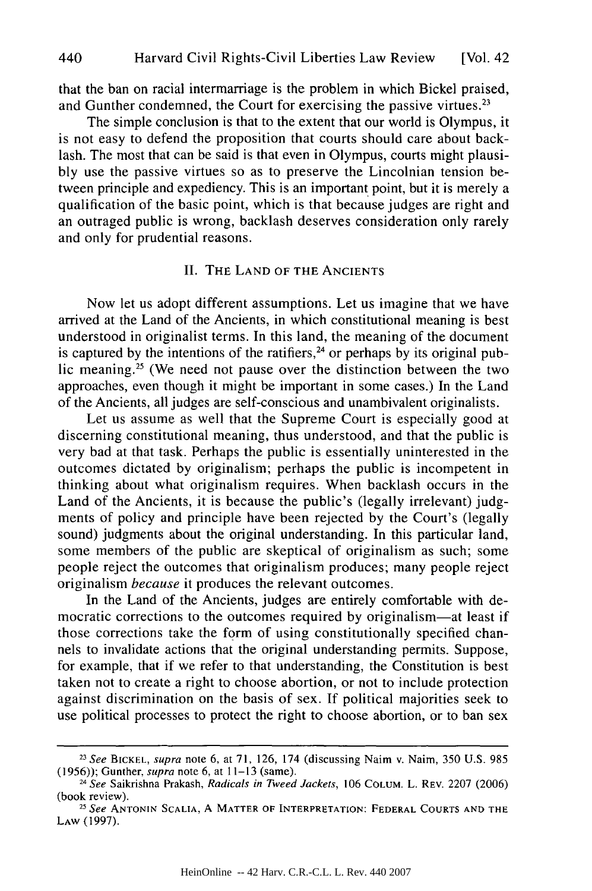that the ban on racial intermarriage is the problem in which Bickel praised, and Gunther condemned, the Court for exercising the passive virtues.[23]

The simple conclusion is that to the extent that our world is Olympus, it is not easy to defend the proposition that courts should care about backlash. The most that can be said is that even in Olympus, courts might plausibly use the passive virtues so as to preserve the Lincolnian tension between principle and expediency. This is an important point, but it is merely a qualification of the basic point, which is that because judges are right and an outraged public is wrong, backlash deserves consideration only rarely and only for prudential reasons.

## II. THE LAND OF THE ANCIENTS

Now let us adopt different assumptions. Let us imagine that we have arrived at the Land of the Ancients, in which constitutional meaning is best understood in originalist terms. In this land, the meaning of the document is captured by the intentions of the ratifiers,[24] or perhaps by its original public meaning.[25] (We need not pause over the distinction between the two approaches, even though it might be important in some cases.) In the Land of the Ancients, all judges are self-conscious and unambivalent originalists.

Let us assume as well that the Supreme Court is especially good at discerning constitutional meaning, thus understood, and that the public is very bad at that task. Perhaps the public is essentially uninterested in the outcomes dictated by originalism; perhaps the public is incompetent in thinking about what originalism requires. When backlash occurs in the Land of the Ancients, it is because the public's (legally irrelevant) judgments of policy and principle have been rejected by the Court's (legally sound) judgments about the original understanding. In this particular land, some members of the public are skeptical of originalism as such; some people reject the outcomes that originalism produces; many people reject originalism *because* it produces the relevant outcomes.

In the Land of the Ancients, judges are entirely comfortable with democratic corrections to the outcomes required by originalism—at least if those corrections take the form of using constitutionally specified channels to invalidate actions that the original understanding permits. Suppose, for example, that if we refer to that understanding, the Constitution is best taken not to create a right to choose abortion, or not to include protection against discrimination on the basis of sex. If political majorities seek to use political processes to protect the right to choose abortion, or to ban sex

---

[23] *See* BICKEL, *supra* note 6, at 71, 126, 174 (discussing Naim v. Naim, 350 U.S. 985 (1956)); Gunther, *supra* note 6, at 11–13 (same).

[24] *See* Saikrishna Prakash, *Radicals in Tweed Jackets*, 106 COLUM. L. REV. 2207 (2006) (book review).

[25] *See* ANTONIN SCALIA, A MATTER OF INTERPRETATION: FEDERAL COURTS AND THE LAW (1997).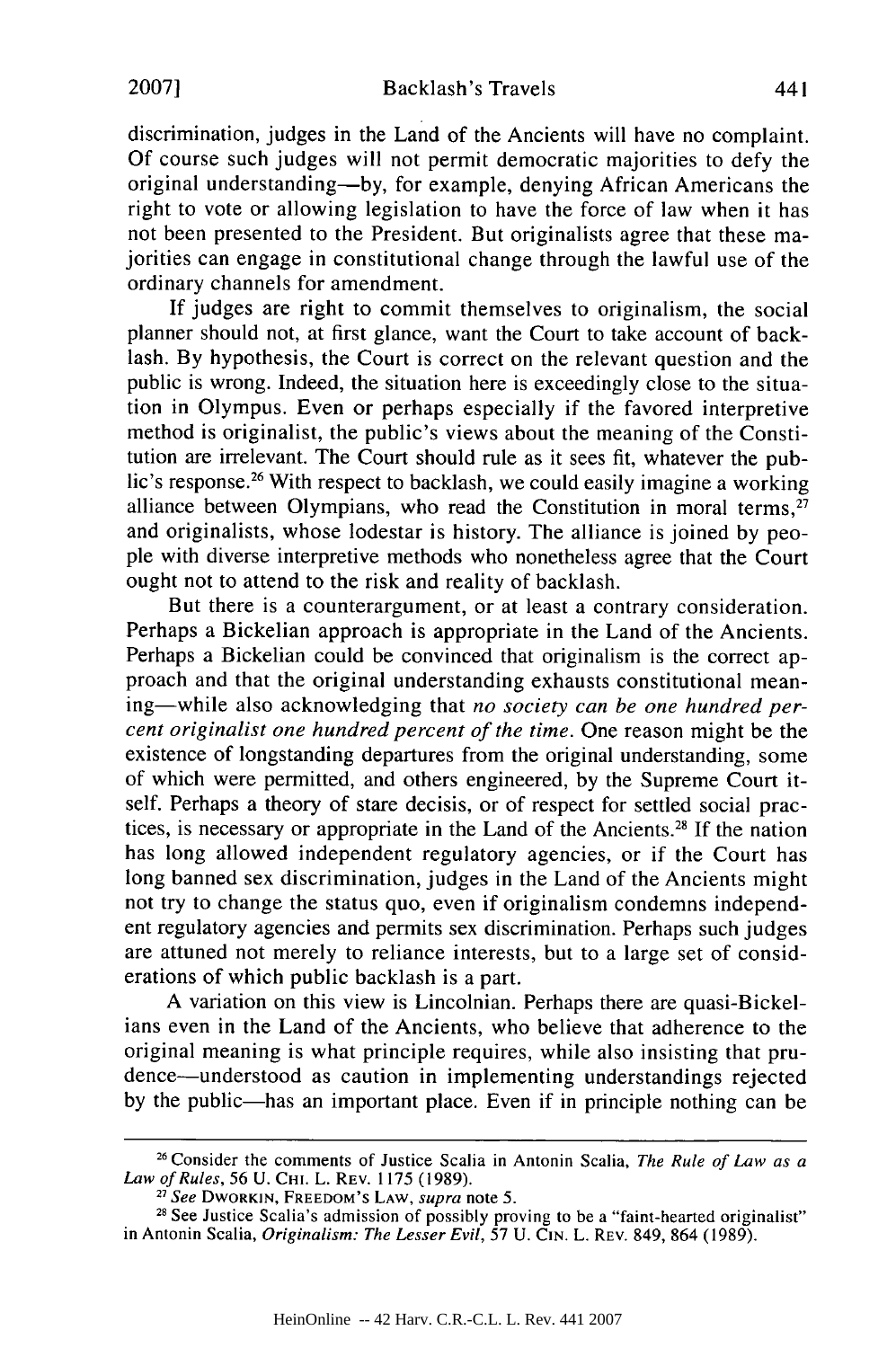discrimination, judges in the Land of the Ancients will have no complaint. Of course such judges will not permit democratic majorities to defy the original understanding—by, for example, denying African Americans the right to vote or allowing legislation to have the force of law when it has not been presented to the President. But originalists agree that these majorities can engage in constitutional change through the lawful use of the ordinary channels for amendment.

If judges are right to commit themselves to originalism, the social planner should not, at first glance, want the Court to take account of backlash. By hypothesis, the Court is correct on the relevant question and the public is wrong. Indeed, the situation here is exceedingly close to the situation in Olympus. Even or perhaps especially if the favored interpretive method is originalist, the public's views about the meaning of the Constitution are irrelevant. The Court should rule as it sees fit, whatever the public's response.[26] With respect to backlash, we could easily imagine a working alliance between Olympians, who read the Constitution in moral terms,[27] and originalists, whose lodestar is history. The alliance is joined by people with diverse interpretive methods who nonetheless agree that the Court ought not to attend to the risk and reality of backlash.

But there is a counterargument, or at least a contrary consideration. Perhaps a Bickelian approach is appropriate in the Land of the Ancients. Perhaps a Bickelian could be convinced that originalism is the correct approach and that the original understanding exhausts constitutional meaning—while also acknowledging that *no society can be one hundred percent originalist one hundred percent of the time*. One reason might be the existence of longstanding departures from the original understanding, some of which were permitted, and others engineered, by the Supreme Court itself. Perhaps a theory of stare decisis, or of respect for settled social practices, is necessary or appropriate in the Land of the Ancients.[28] If the nation has long allowed independent regulatory agencies, or if the Court has long banned sex discrimination, judges in the Land of the Ancients might not try to change the status quo, even if originalism condemns independent regulatory agencies and permits sex discrimination. Perhaps such judges are attuned not merely to reliance interests, but to a large set of considerations of which public backlash is a part.

A variation on this view is Lincolnian. Perhaps there are quasi-Bickelians even in the Land of the Ancients, who believe that adherence to the original meaning is what principle requires, while also insisting that prudence—understood as caution in implementing understandings rejected by the public—has an important place. Even if in principle nothing can be

---

[26] Consider the comments of Justice Scalia in Antonin Scalia, *The Rule of Law as a Law of Rules*, 56 U. CHI. L. REV. 1175 (1989).

[27] *See* DWORKIN, FREEDOM'S LAW, *supra* note 5.

[28] See Justice Scalia's admission of possibly proving to be a "faint-hearted originalist" in Antonin Scalia, *Originalism: The Lesser Evil*, 57 U. CIN. L. REV. 849, 864 (1989).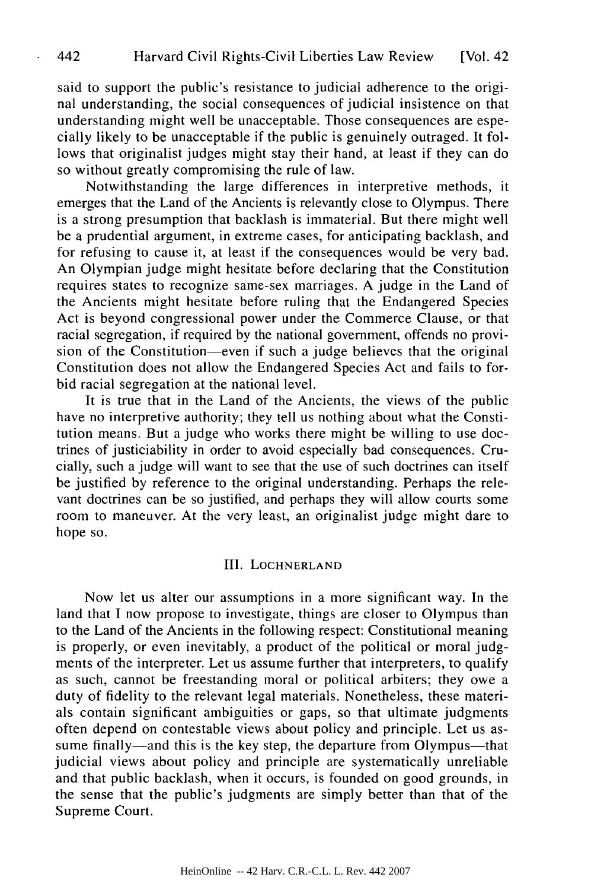said to support the public's resistance to judicial adherence to the original understanding, the social consequences of judicial insistence on that understanding might well be unacceptable. Those consequences are especially likely to be unacceptable if the public is genuinely outraged. It follows that originalist judges might stay their hand, at least if they can do so without greatly compromising the rule of law.

Notwithstanding the large differences in interpretive methods, it emerges that the Land of the Ancients is relevantly close to Olympus. There is a strong presumption that backlash is immaterial. But there might well be a prudential argument, in extreme cases, for anticipating backlash, and for refusing to cause it, at least if the consequences would be very bad. An Olympian judge might hesitate before declaring that the Constitution requires states to recognize same-sex marriages. A judge in the Land of the Ancients might hesitate before ruling that the Endangered Species Act is beyond congressional power under the Commerce Clause, or that racial segregation, if required by the national government, offends no provision of the Constitution—even if such a judge believes that the original Constitution does not allow the Endangered Species Act and fails to forbid racial segregation at the national level.

It is true that in the Land of the Ancients, the views of the public have no interpretive authority; they tell us nothing about what the Constitution means. But a judge who works there might be willing to use doctrines of justiciability in order to avoid especially bad consequences. Crucially, such a judge will want to see that the use of such doctrines can itself be justified by reference to the original understanding. Perhaps the relevant doctrines can be so justified, and perhaps they will allow courts some room to maneuver. At the very least, an originalist judge might dare to hope so.

## III. LOCHNERLAND

Now let us alter our assumptions in a more significant way. In the land that I now propose to investigate, things are closer to Olympus than to the Land of the Ancients in the following respect: Constitutional meaning is properly, or even inevitably, a product of the political or moral judgments of the interpreter. Let us assume further that interpreters, to qualify as such, cannot be freestanding moral or political arbiters; they owe a duty of fidelity to the relevant legal materials. Nonetheless, these materials contain significant ambiguities or gaps, so that ultimate judgments often depend on contestable views about policy and principle. Let us assume finally—and this is the key step, the departure from Olympus—that judicial views about policy and principle are systematically unreliable and that public backlash, when it occurs, is founded on good grounds, in the sense that the public's judgments are simply better than that of the Supreme Court.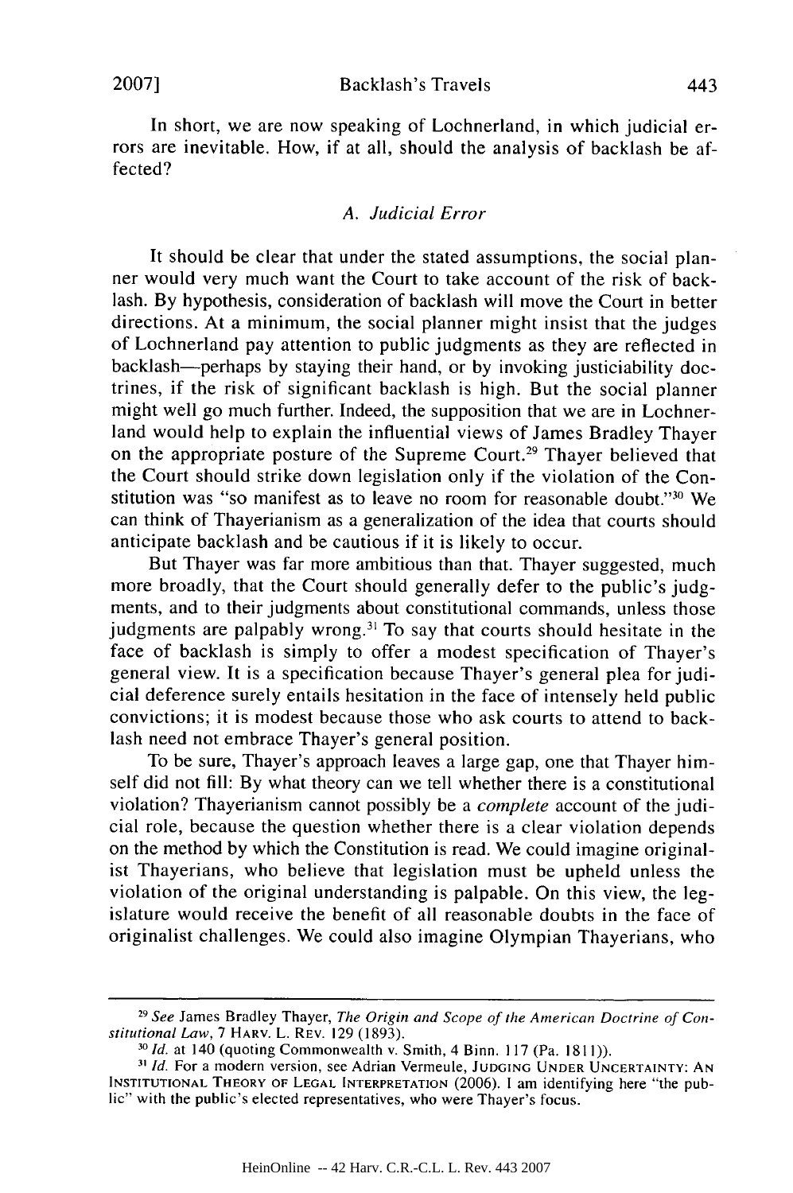In short, we are now speaking of Lochnerland, in which judicial errors are inevitable. How, if at all, should the analysis of backlash be affected?

### *A. Judicial Error*

It should be clear that under the stated assumptions, the social planner would very much want the Court to take account of the risk of backlash. By hypothesis, consideration of backlash will move the Court in better directions. At a minimum, the social planner might insist that the judges of Lochnerland pay attention to public judgments as they are reflected in backlash—perhaps by staying their hand, or by invoking justiciability doctrines, if the risk of significant backlash is high. But the social planner might well go much further. Indeed, the supposition that we are in Lochnerland would help to explain the influential views of James Bradley Thayer on the appropriate posture of the Supreme Court.[29] Thayer believed that the Court should strike down legislation only if the violation of the Constitution was "so manifest as to leave no room for reasonable doubt."[30] We can think of Thayerianism as a generalization of the idea that courts should anticipate backlash and be cautious if it is likely to occur.

But Thayer was far more ambitious than that. Thayer suggested, much more broadly, that the Court should generally defer to the public's judgments, and to their judgments about constitutional commands, unless those judgments are palpably wrong.[31] To say that courts should hesitate in the face of backlash is simply to offer a modest specification of Thayer's general view. It is a specification because Thayer's general plea for judicial deference surely entails hesitation in the face of intensely held public convictions; it is modest because those who ask courts to attend to backlash need not embrace Thayer's general position.

To be sure, Thayer's approach leaves a large gap, one that Thayer himself did not fill: By what theory can we tell whether there is a constitutional violation? Thayerianism cannot possibly be a *complete* account of the judicial role, because the question whether there is a clear violation depends on the method by which the Constitution is read. We could imagine originalist Thayerians, who believe that legislation must be upheld unless the violation of the original understanding is palpable. On this view, the legislature would receive the benefit of all reasonable doubts in the face of originalist challenges. We could also imagine Olympian Thayerians, who

---

[29] *See* James Bradley Thayer, *The Origin and Scope of the American Doctrine of Constitutional Law*, 7 HARV. L. REV. 129 (1893).

[30] *Id.* at 140 (quoting Commonwealth v. Smith, 4 Binn. 117 (Pa. 1811)).

[31] *Id.* For a modern version, see Adrian Vermeule, JUDGING UNDER UNCERTAINTY: AN INSTITUTIONAL THEORY OF LEGAL INTERPRETATION (2006). I am identifying here "the public" with the public's elected representatives, who were Thayer's focus.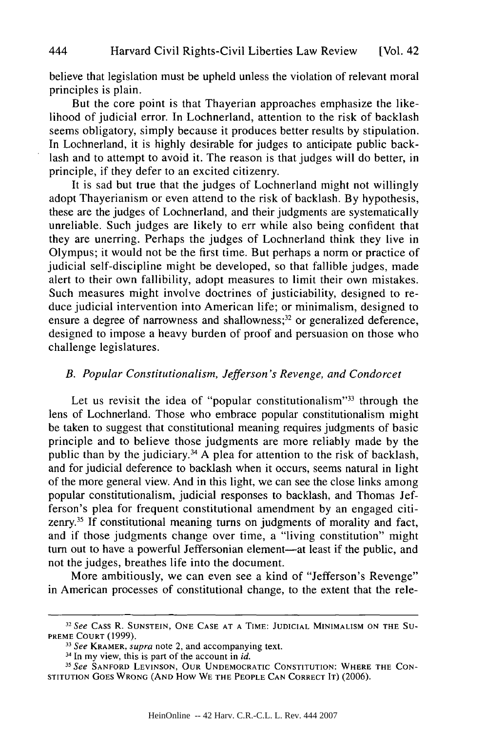believe that legislation must be upheld unless the violation of relevant moral principles is plain.

But the core point is that Thayerian approaches emphasize the likelihood of judicial error. In Lochnerland, attention to the risk of backlash seems obligatory, simply because it produces better results by stipulation. In Lochnerland, it is highly desirable for judges to anticipate public backlash and to attempt to avoid it. The reason is that judges will do better, in principle, if they defer to an excited citizenry.

It is sad but true that the judges of Lochnerland might not willingly adopt Thayerianism or even attend to the risk of backlash. By hypothesis, these are the judges of Lochnerland, and their judgments are systematically unreliable. Such judges are likely to err while also being confident that they are unerring. Perhaps the judges of Lochnerland think they live in Olympus; it would not be the first time. But perhaps a norm or practice of judicial self-discipline might be developed, so that fallible judges, made alert to their own fallibility, adopt measures to limit their own mistakes. Such measures might involve doctrines of justiciability, designed to reduce judicial intervention into American life; or minimalism, designed to ensure a degree of narrowness and shallowness;[32] or generalized deference, designed to impose a heavy burden of proof and persuasion on those who challenge legislatures.

### B. *Popular Constitutionalism, Jefferson's Revenge, and Condorcet*

Let us revisit the idea of "popular constitutionalism"[33] through the lens of Lochnerland. Those who embrace popular constitutionalism might be taken to suggest that constitutional meaning requires judgments of basic principle and to believe those judgments are more reliably made by the public than by the judiciary.[34] A plea for attention to the risk of backlash, and for judicial deference to backlash when it occurs, seems natural in light of the more general view. And in this light, we can see the close links among popular constitutionalism, judicial responses to backlash, and Thomas Jefferson's plea for frequent constitutional amendment by an engaged citizenry.[35] If constitutional meaning turns on judgments of morality and fact, and if those judgments change over time, a "living constitution" might turn out to have a powerful Jeffersonian element—at least if the public, and not the judges, breathes life into the document.

More ambitiously, we can even see a kind of "Jefferson's Revenge" in American processes of constitutional change, to the extent that the rele-

---

[32] *See* CASS R. SUNSTEIN, ONE CASE AT A TIME: JUDICIAL MINIMALISM ON THE SUPREME COURT (1999).

[33] *See* KRAMER, *supra* note 2, and accompanying text.

[34] In my view, this is part of the account in *id.*

[35] *See* SANFORD LEVINSON, OUR UNDEMOCRATIC CONSTITUTION: WHERE THE CONSTITUTION GOES WRONG (AND HOW WE THE PEOPLE CAN CORRECT IT) (2006).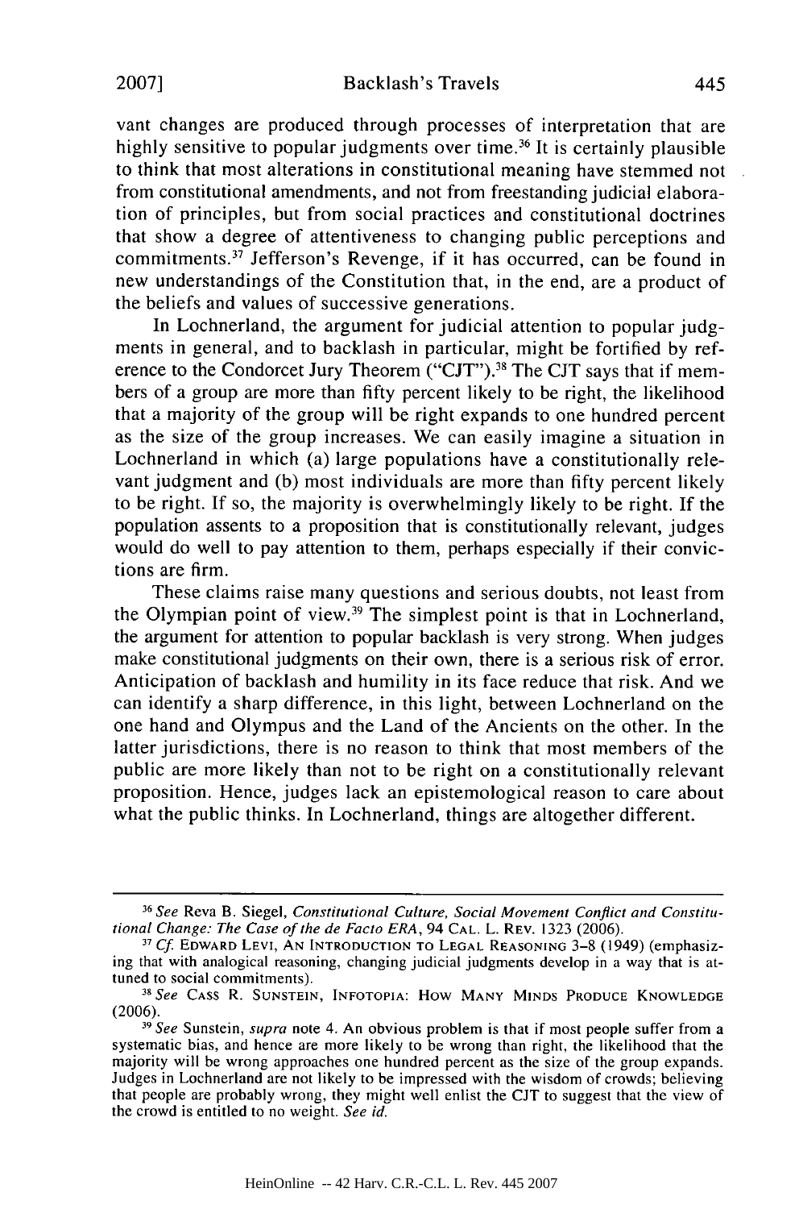vant changes are produced through processes of interpretation that are highly sensitive to popular judgments over time.[36] It is certainly plausible to think that most alterations in constitutional meaning have stemmed not from constitutional amendments, and not from freestanding judicial elaboration of principles, but from social practices and constitutional doctrines that show a degree of attentiveness to changing public perceptions and commitments.[37] Jefferson's Revenge, if it has occurred, can be found in new understandings of the Constitution that, in the end, are a product of the beliefs and values of successive generations.

In Lochnerland, the argument for judicial attention to popular judgments in general, and to backlash in particular, might be fortified by reference to the Condorcet Jury Theorem ("CJT").[38] The CJT says that if members of a group are more than fifty percent likely to be right, the likelihood that a majority of the group will be right expands to one hundred percent as the size of the group increases. We can easily imagine a situation in Lochnerland in which (a) large populations have a constitutionally relevant judgment and (b) most individuals are more than fifty percent likely to be right. If so, the majority is overwhelmingly likely to be right. If the population assents to a proposition that is constitutionally relevant, judges would do well to pay attention to them, perhaps especially if their convictions are firm.

These claims raise many questions and serious doubts, not least from the Olympian point of view.[39] The simplest point is that in Lochnerland, the argument for attention to popular backlash is very strong. When judges make constitutional judgments on their own, there is a serious risk of error. Anticipation of backlash and humility in its face reduce that risk. And we can identify a sharp difference, in this light, between Lochnerland on the one hand and Olympus and the Land of the Ancients on the other. In the latter jurisdictions, there is no reason to think that most members of the public are more likely than not to be right on a constitutionally relevant proposition. Hence, judges lack an epistemological reason to care about what the public thinks. In Lochnerland, things are altogether different.

---

[36] *See* Reva B. Siegel, *Constitutional Culture, Social Movement Conflict and Constitutional Change: The Case of the de Facto ERA*, 94 CAL. L. REV. 1323 (2006).

[37] *Cf.* EDWARD LEVI, AN INTRODUCTION TO LEGAL REASONING 3–8 (1949) (emphasizing that with analogical reasoning, changing judicial judgments develop in a way that is attuned to social commitments).

[38] *See* CASS R. SUNSTEIN, INFOTOPIA: HOW MANY MINDS PRODUCE KNOWLEDGE (2006).

[39] *See* Sunstein, *supra* note 4. An obvious problem is that if most people suffer from a systematic bias, and hence are more likely to be wrong than right, the likelihood that the majority will be wrong approaches one hundred percent as the size of the group expands. Judges in Lochnerland are not likely to be impressed with the wisdom of crowds; believing that people are probably wrong, they might well enlist the CJT to suggest that the view of the crowd is entitled to no weight. *See id.*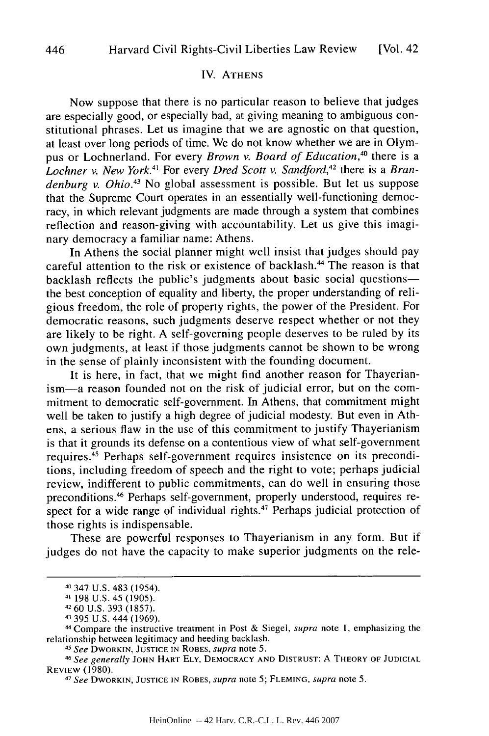## IV. ATHENS

Now suppose that there is no particular reason to believe that judges are especially good, or especially bad, at giving meaning to ambiguous constitutional phrases. Let us imagine that we are agnostic on that question, at least over long periods of time. We do not know whether we are in Olympus or Lochnerland. For every *Brown v. Board of Education*,[40] there is a *Lochner v. New York*.[41] For every *Dred Scott v. Sandford*,[42] there is a *Brandenburg v. Ohio*.[43] No global assessment is possible. But let us suppose that the Supreme Court operates in an essentially well-functioning democracy, in which relevant judgments are made through a system that combines reflection and reason-giving with accountability. Let us give this imaginary democracy a familiar name: Athens.

In Athens the social planner might well insist that judges should pay careful attention to the risk or existence of backlash.[44] The reason is that backlash reflects the public's judgments about basic social questions—the best conception of equality and liberty, the proper understanding of religious freedom, the role of property rights, the power of the President. For democratic reasons, such judgments deserve respect whether or not they are likely to be right. A self-governing people deserves to be ruled by its own judgments, at least if those judgments cannot be shown to be wrong in the sense of plainly inconsistent with the founding document.

It is here, in fact, that we might find another reason for Thayerianism—a reason founded not on the risk of judicial error, but on the commitment to democratic self-government. In Athens, that commitment might well be taken to justify a high degree of judicial modesty. But even in Athens, a serious flaw in the use of this commitment to justify Thayerianism is that it grounds its defense on a contentious view of what self-government requires.[45] Perhaps self-government requires insistence on its preconditions, including freedom of speech and the right to vote; perhaps judicial review, indifferent to public commitments, can do well in ensuring those preconditions.[46] Perhaps self-government, properly understood, requires respect for a wide range of individual rights.[47] Perhaps judicial protection of those rights is indispensable.

These are powerful responses to Thayerianism in any form. But if judges do not have the capacity to make superior judgments on the rele-

---

[40] 347 U.S. 483 (1954).

[41] 198 U.S. 45 (1905).

[42] 60 U.S. 393 (1857).

[43] 395 U.S. 444 (1969).

[44] Compare the instructive treatment in Post & Siegel, *supra* note 1, emphasizing the relationship between legitimacy and heeding backlash.

[45] *See* DWORKIN, JUSTICE IN ROBES, *supra* note 5.

[46] *See generally* JOHN HART ELY, DEMOCRACY AND DISTRUST: A THEORY OF JUDICIAL REVIEW (1980).

[47] *See* DWORKIN, JUSTICE IN ROBES, *supra* note 5; FLEMING, *supra* note 5.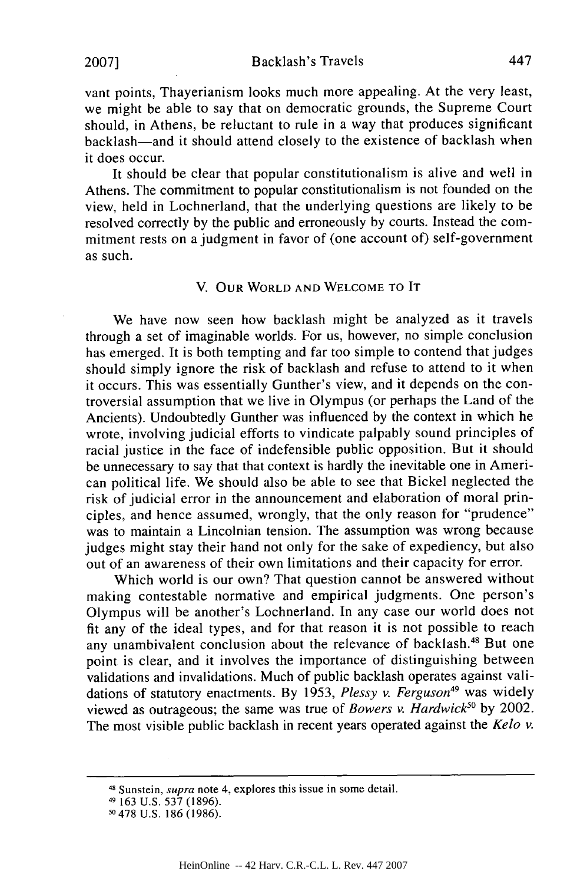vant points, Thayerianism looks much more appealing. At the very least, we might be able to say that on democratic grounds, the Supreme Court should, in Athens, be reluctant to rule in a way that produces significant backlash—and it should attend closely to the existence of backlash when it does occur.

It should be clear that popular constitutionalism is alive and well in Athens. The commitment to popular constitutionalism is not founded on the view, held in Lochnerland, that the underlying questions are likely to be resolved correctly by the public and erroneously by courts. Instead the commitment rests on a judgment in favor of (one account of) self-government as such.

## V. Our World and Welcome to It

We have now seen how backlash might be analyzed as it travels through a set of imaginable worlds. For us, however, no simple conclusion has emerged. It is both tempting and far too simple to contend that judges should simply ignore the risk of backlash and refuse to attend to it when it occurs. This was essentially Gunther's view, and it depends on the controversial assumption that we live in Olympus (or perhaps the Land of the Ancients). Undoubtedly Gunther was influenced by the context in which he wrote, involving judicial efforts to vindicate palpably sound principles of racial justice in the face of indefensible public opposition. But it should be unnecessary to say that that context is hardly the inevitable one in American political life. We should also be able to see that Bickel neglected the risk of judicial error in the announcement and elaboration of moral principles, and hence assumed, wrongly, that the only reason for "prudence" was to maintain a Lincolnian tension. The assumption was wrong because judges might stay their hand not only for the sake of expediency, but also out of an awareness of their own limitations and their capacity for error.

Which world is our own? That question cannot be answered without making contestable normative and empirical judgments. One person's Olympus will be another's Lochnerland. In any case our world does not fit any of the ideal types, and for that reason it is not possible to reach any unambivalent conclusion about the relevance of backlash.[48] But one point is clear, and it involves the importance of distinguishing between validations and invalidations. Much of public backlash operates against validations of statutory enactments. By 1953, *Plessy v. Ferguson*[49] was widely viewed as outrageous; the same was true of *Bowers v. Hardwick*[50] by 2002. The most visible public backlash in recent years operated against the *Kelo v.*

---

[48] Sunstein, *supra* note 4, explores this issue in some detail.

[49] 163 U.S. 537 (1896).

[50] 478 U.S. 186 (1986).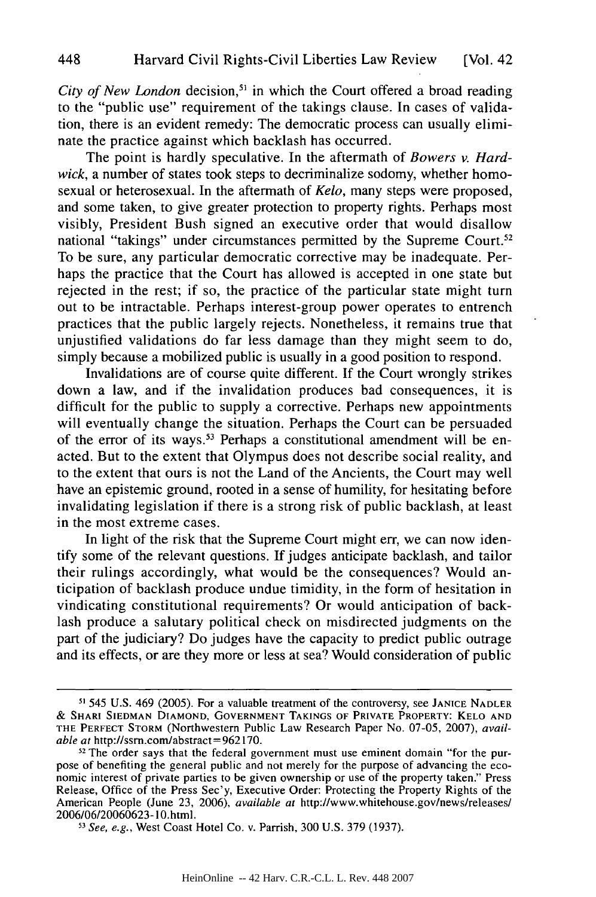*City of New London* decision,[51] in which the Court offered a broad reading to the "public use" requirement of the takings clause. In cases of validation, there is an evident remedy: The democratic process can usually eliminate the practice against which backlash has occurred.

The point is hardly speculative. In the aftermath of *Bowers v. Hardwick*, a number of states took steps to decriminalize sodomy, whether homosexual or heterosexual. In the aftermath of *Kelo*, many steps were proposed, and some taken, to give greater protection to property rights. Perhaps most visibly, President Bush signed an executive order that would disallow national "takings" under circumstances permitted by the Supreme Court.[52] To be sure, any particular democratic corrective may be inadequate. Perhaps the practice that the Court has allowed is accepted in one state but rejected in the rest; if so, the practice of the particular state might turn out to be intractable. Perhaps interest-group power operates to entrench practices that the public largely rejects. Nonetheless, it remains true that unjustified validations do far less damage than they might seem to do, simply because a mobilized public is usually in a good position to respond.

Invalidations are of course quite different. If the Court wrongly strikes down a law, and if the invalidation produces bad consequences, it is difficult for the public to supply a corrective. Perhaps new appointments will eventually change the situation. Perhaps the Court can be persuaded of the error of its ways.[53] Perhaps a constitutional amendment will be enacted. But to the extent that Olympus does not describe social reality, and to the extent that ours is not the Land of the Ancients, the Court may well have an epistemic ground, rooted in a sense of humility, for hesitating before invalidating legislation if there is a strong risk of public backlash, at least in the most extreme cases.

In light of the risk that the Supreme Court might err, we can now identify some of the relevant questions. If judges anticipate backlash, and tailor their rulings accordingly, what would be the consequences? Would anticipation of backlash produce undue timidity, in the form of hesitation in vindicating constitutional requirements? Or would anticipation of backlash produce a salutary political check on misdirected judgments on the part of the judiciary? Do judges have the capacity to predict public outrage and its effects, or are they more or less at sea? Would consideration of public

---

[51] 545 U.S. 469 (2005). For a valuable treatment of the controversy, see JANICE NADLER & SHARI SIEDMAN DIAMOND, GOVERNMENT TAKINGS OF PRIVATE PROPERTY: KELO AND THE PERFECT STORM (Northwestern Public Law Research Paper No. 07-05, 2007), *available at* http://ssrn.com/abstract=962170.

[52] The order says that the federal government must use eminent domain "for the purpose of benefiting the general public and not merely for the purpose of advancing the economic interest of private parties to be given ownership or use of the property taken." Press Release, Office of the Press Sec'y, Executive Order: Protecting the Property Rights of the American People (June 23, 2006), *available at* http://www.whitehouse.gov/news/releases/2006/06/20060623-10.html.

[53] *See, e.g.*, West Coast Hotel Co. v. Parrish, 300 U.S. 379 (1937).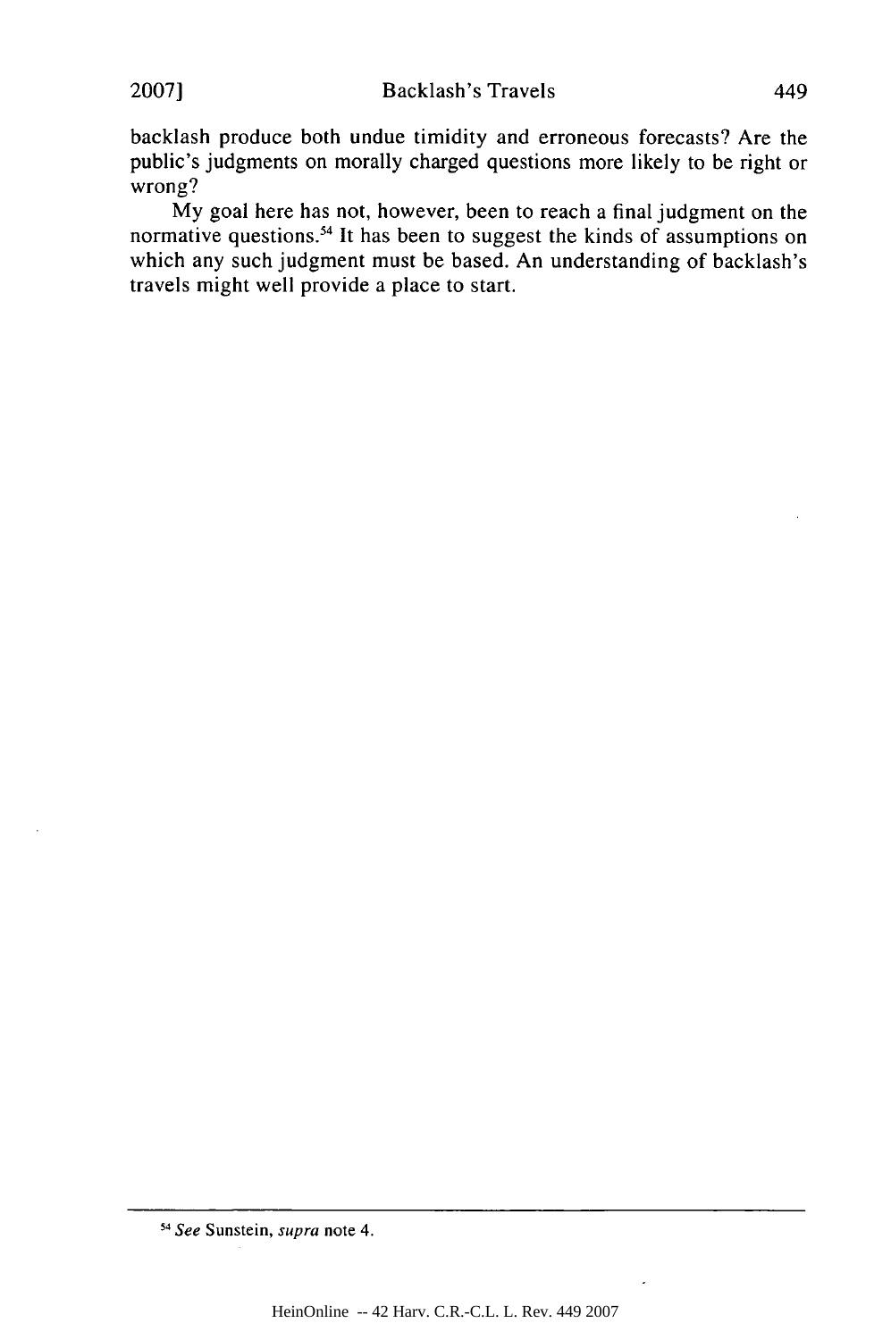backlash produce both undue timidity and erroneous forecasts? Are the public's judgments on morally charged questions more likely to be right or wrong?

My goal here has not, however, been to reach a final judgment on the normative questions.[54] It has been to suggest the kinds of assumptions on which any such judgment must be based. An understanding of backlash's travels might well provide a place to start.

---

[54] *See* Sunstein, *supra* note 4.